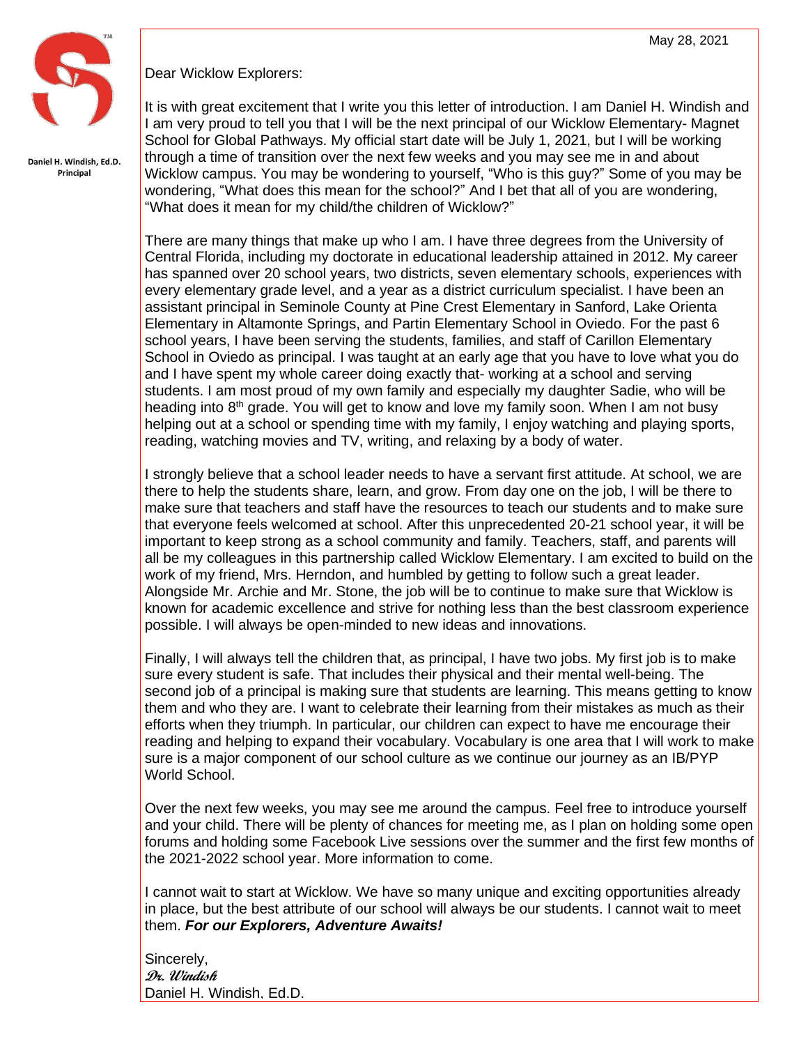Daniel H. Windish, Ed.D.
Principal

May 28, 2021

Dear Wicklow Explorers:

It is with great excitement that I write you this letter of introduction. I am Daniel H. Windish and I am very proud to tell you that I will be the next principal of our Wicklow Elementary- Magnet School for Global Pathways. My official start date will be July 1, 2021, but I will be working through a time of transition over the next few weeks and you may see me in and about Wicklow campus. You may be wondering to yourself, "Who is this guy?" Some of you may be wondering, "What does this mean for the school?" And I bet that all of you are wondering, "What does it mean for my child/the children of Wicklow?"

There are many things that make up who I am. I have three degrees from the University of Central Florida, including my doctorate in educational leadership attained in 2012. My career has spanned over 20 school years, two districts, seven elementary schools, experiences with every elementary grade level, and a year as a district curriculum specialist. I have been an assistant principal in Seminole County at Pine Crest Elementary in Sanford, Lake Orienta Elementary in Altamonte Springs, and Partin Elementary School in Oviedo. For the past 6 school years, I have been serving the students, families, and staff of Carillon Elementary School in Oviedo as principal. I was taught at an early age that you have to love what you do and I have spent my whole career doing exactly that- working at a school and serving students. I am most proud of my own family and especially my daughter Sadie, who will be heading into 8th grade. You will get to know and love my family soon. When I am not busy helping out at a school or spending time with my family, I enjoy watching and playing sports, reading, watching movies and TV, writing, and relaxing by a body of water.

I strongly believe that a school leader needs to have a servant first attitude. At school, we are there to help the students share, learn, and grow. From day one on the job, I will be there to make sure that teachers and staff have the resources to teach our students and to make sure that everyone feels welcomed at school. After this unprecedented 20-21 school year, it will be important to keep strong as a school community and family. Teachers, staff, and parents will all be my colleagues in this partnership called Wicklow Elementary. I am excited to build on the work of my friend, Mrs. Herndon, and humbled by getting to follow such a great leader. Alongside Mr. Archie and Mr. Stone, the job will be to continue to make sure that Wicklow is known for academic excellence and strive for nothing less than the best classroom experience possible. I will always be open-minded to new ideas and innovations.

Finally, I will always tell the children that, as principal, I have two jobs. My first job is to make sure every student is safe. That includes their physical and their mental well-being. The second job of a principal is making sure that students are learning. This means getting to know them and who they are. I want to celebrate their learning from their mistakes as much as their efforts when they triumph. In particular, our children can expect to have me encourage their reading and helping to expand their vocabulary. Vocabulary is one area that I will work to make sure is a major component of our school culture as we continue our journey as an IB/PYP World School.

Over the next few weeks, you may see me around the campus. Feel free to introduce yourself and your child. There will be plenty of chances for meeting me, as I plan on holding some open forums and holding some Facebook Live sessions over the summer and the first few months of the 2021-2022 school year. More information to come.

I cannot wait to start at Wicklow. We have so many unique and exciting opportunities already in place, but the best attribute of our school will always be our students. I cannot wait to meet them. ***For our Explorers, Adventure Awaits!***

Sincerely,
*Dr. Windish*
Daniel H. Windish, Ed.D.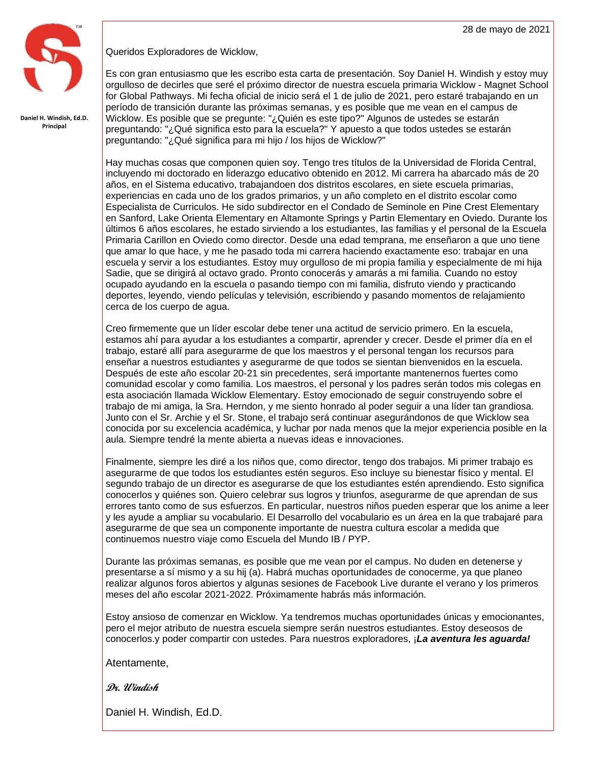Daniel H. Windish, Ed.D.
Principal

28 de mayo de 2021

Queridos Exploradores de Wicklow,

Es con gran entusiasmo que les escribo esta carta de presentación. Soy Daniel H. Windish y estoy muy orgulloso de decirles que seré el próximo director de nuestra escuela primaria Wicklow - Magnet School for Global Pathways. Mi fecha oficial de inicio será el 1 de julio de 2021, pero estaré trabajando en un período de transición durante las próximas semanas, y es posible que me vean en el campus de Wicklow. Es posible que se pregunte: "¿Quién es este tipo?" Algunos de ustedes se estarán preguntando: "¿Qué significa esto para la escuela?" Y apuesto a que todos ustedes se estarán preguntando: "¿Qué significa para mi hijo / los hijos de Wicklow?"

Hay muchas cosas que componen quien soy. Tengo tres títulos de la Universidad de Florida Central, incluyendo mi doctorado en liderazgo educativo obtenido en 2012. Mi carrera ha abarcado más de 20 años, en el Sistema educativo, trabajandoen dos distritos escolares, en siete escuela primarias, experiencias en cada uno de los grados primarios, y un año completo en el distrito escolar como Especialista de Curriculos. He sido subdirector en el Condado de Seminole en Pine Crest Elementary en Sanford, Lake Orienta Elementary en Altamonte Springs y Partin Elementary en Oviedo. Durante los últimos 6 años escolares, he estado sirviendo a los estudiantes, las familias y el personal de la Escuela Primaria Carillon en Oviedo como director. Desde una edad temprana, me enseñaron a que uno tiene que amar lo que hace, y me he pasado toda mi carrera haciendo exactamente eso: trabajar en una escuela y servir a los estudiantes. Estoy muy orgulloso de mi propia familia y especialmente de mi hija Sadie, que se dirigirá al octavo grado. Pronto conocerás y amarás a mi familia. Cuando no estoy ocupado ayudando en la escuela o pasando tiempo con mi familia, disfruto viendo y practicando deportes, leyendo, viendo películas y televisión, escribiendo y pasando momentos de relajamiento cerca de los cuerpo de agua.

Creo firmemente que un líder escolar debe tener una actitud de servicio primero. En la escuela, estamos ahí para ayudar a los estudiantes a compartir, aprender y crecer. Desde el primer día en el trabajo, estaré allí para asegurarme de que los maestros y el personal tengan los recursos para enseñar a nuestros estudiantes y asegurarme de que todos se sientan bienvenidos en la escuela. Después de este año escolar 20-21 sin precedentes, será importante mantenernos fuertes como comunidad escolar y como familia. Los maestros, el personal y los padres serán todos mis colegas en esta asociación llamada Wicklow Elementary. Estoy emocionado de seguir construyendo sobre el trabajo de mi amiga, la Sra. Herndon, y me siento honrado al poder seguir a una líder tan grandiosa. Junto con el Sr. Archie y el Sr. Stone, el trabajo será continuar asegurándonos de que Wicklow sea conocida por su excelencia académica, y luchar por nada menos que la mejor experiencia posible en la aula. Siempre tendré la mente abierta a nuevas ideas e innovaciones.

Finalmente, siempre les diré a los niños que, como director, tengo dos trabajos. Mi primer trabajo es asegurarme de que todos los estudiantes estén seguros. Eso incluye su bienestar físico y mental. El segundo trabajo de un director es asegurarse de que los estudiantes estén aprendiendo. Esto significa conocerlos y quiénes son. Quiero celebrar sus logros y triunfos, asegurarme de que aprendan de sus errores tanto como de sus esfuerzos. En particular, nuestros niños pueden esperar que los anime a leer y les ayude a ampliar su vocabulario. El Desarrollo del vocabulario es un área en la que trabajaré para asegurarme de que sea un componente importante de nuestra cultura escolar a medida que continuemos nuestro viaje como Escuela del Mundo IB / PYP.

Durante las próximas semanas, es posible que me vean por el campus. No duden en detenerse y presentarse a sí mismo y a su hij (a). Habrá muchas oportunidades de conocerme, ya que planeo realizar algunos foros abiertos y algunas sesiones de Facebook Live durante el verano y los primeros meses del año escolar 2021-2022. Próximamente habrás más información.

Estoy ansioso de comenzar en Wicklow. Ya tendremos muchas oportunidades únicas y emocionantes, pero el mejor atributo de nuestra escuela siempre serán nuestros estudiantes. Estoy deseosos de conocerlos.y poder compartir con ustedes. Para nuestros exploradores, ¡***La aventura les aguarda!***

Atentamente,

*Dr. Windish*

Daniel H. Windish, Ed.D.